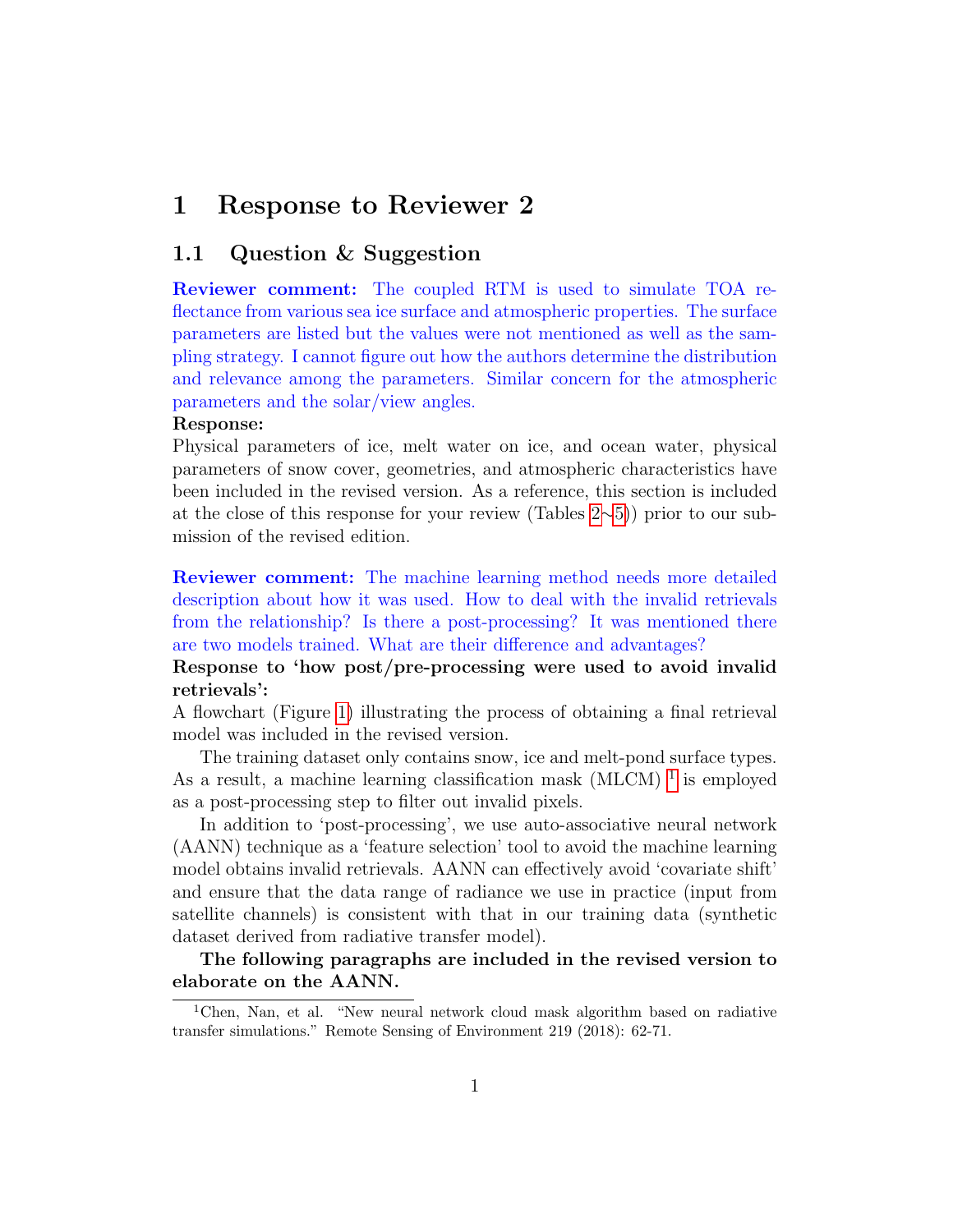# 1 Response to Reviewer 2

## 1.1 Question & Suggestion

**Reviewer comment:** The coupled RTM is used to simulate TOA reflectance from various sea ice surface and atmospheric properties. The surface parameters are listed but the values were not mentioned as well as the sampling strategy. I cannot figure out how the authors determine the distribution and relevance among the parameters. Similar concern for the atmospheric parameters and the solar/view angles.

**Response:**

Physical parameters of ice, melt water on ice, and ocean water, physical parameters of snow cover, geometries, and atmospheric characteristics have been included in the revised version. As a reference, this section is included at the close of this response for your review (Tables 2∼5)) prior to our submission of the revised edition.

**Reviewer comment:** The machine learning method needs more detailed description about how it was used. How to deal with the invalid retrievals from the relationship? Is there a post-processing? It was mentioned there are two models trained. What are their difference and advantages?

**Response to 'how post/pre-processing were used to avoid invalid retrievals':**

A flowchart (Figure 1) illustrating the process of obtaining a final retrieval model was included in the revised version.

The training dataset only contains snow, ice and melt-pond surface types. As a result, a machine learning classification mask (MLCM) [1] is employed as a post-processing step to filter out invalid pixels.

In addition to 'post-processing', we use auto-associative neural network (AANN) technique as a 'feature selection' tool to avoid the machine learning model obtains invalid retrievals. AANN can effectively avoid 'covariate shift' and ensure that the data range of radiance we use in practice (input from satellite channels) is consistent with that in our training data (synthetic dataset derived from radiative transfer model).

**The following paragraphs are included in the revised version to elaborate on the AANN.**

[1] Chen, Nan, et al. "New neural network cloud mask algorithm based on radiative transfer simulations." Remote Sensing of Environment 219 (2018): 62-71.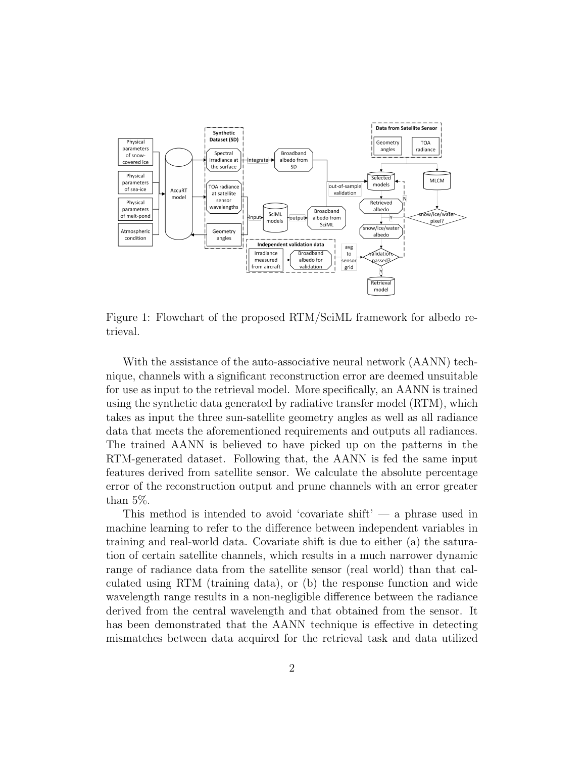Figure 1: Flowchart of the proposed RTM/SciML framework for albedo retrieval.

With the assistance of the auto-associative neural network (AANN) technique, channels with a significant reconstruction error are deemed unsuitable for use as input to the retrieval model. More specifically, an AANN is trained using the synthetic data generated by radiative transfer model (RTM), which takes as input the three sun-satellite geometry angles as well as all radiance data that meets the aforementioned requirements and outputs all radiances. The trained AANN is believed to have picked up on the patterns in the RTM-generated dataset. Following that, the AANN is fed the same input features derived from satellite sensor. We calculate the absolute percentage error of the reconstruction output and prune channels with an error greater than 5%.

This method is intended to avoid 'covariate shift' — a phrase used in machine learning to refer to the difference between independent variables in training and real-world data. Covariate shift is due to either (a) the saturation of certain satellite channels, which results in a much narrower dynamic range of radiance data from the satellite sensor (real world) than that calculated using RTM (training data), or (b) the response function and wide wavelength range results in a non-negligible difference between the radiance derived from the central wavelength and that obtained from the sensor. It has been demonstrated that the AANN technique is effective in detecting mismatches between data acquired for the retrieval task and data utilized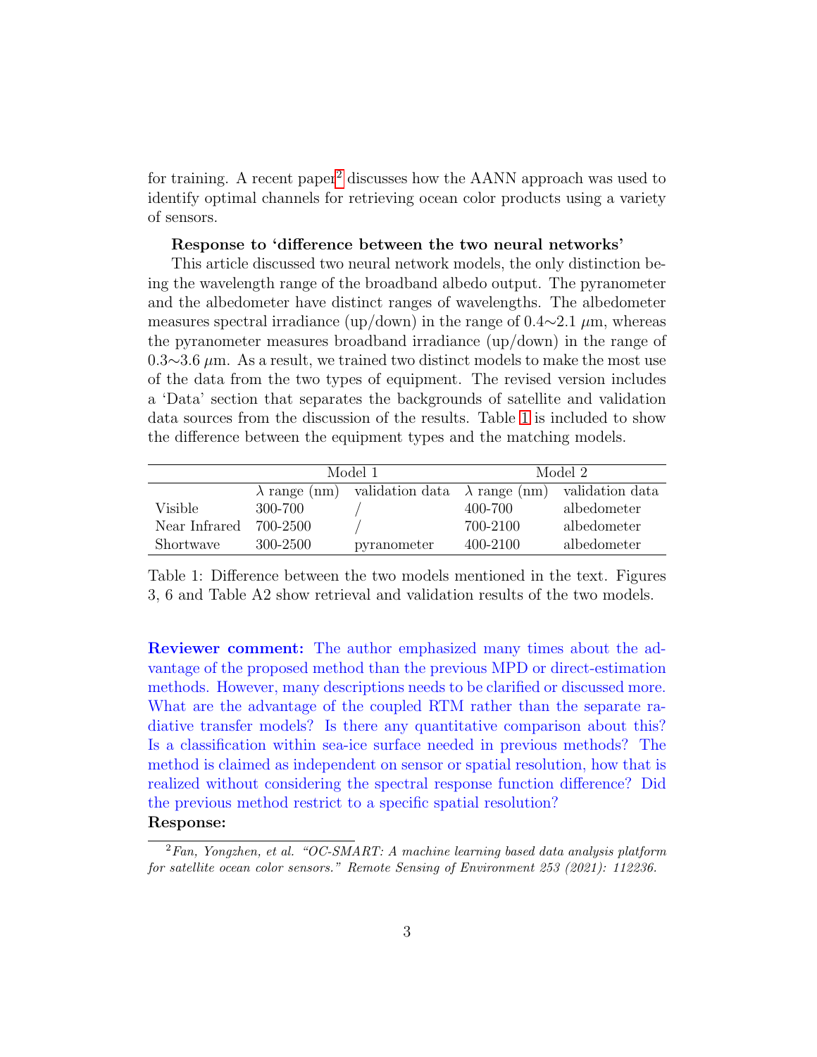for training. A recent paper[2] discusses how the AANN approach was used to identify optimal channels for retrieving ocean color products using a variety of sensors.

**Response to 'difference between the two neural networks'**

This article discussed two neural network models, the only distinction being the wavelength range of the broadband albedo output. The pyranometer and the albedometer have distinct ranges of wavelengths. The albedometer measures spectral irradiance (up/down) in the range of 0.4$\sim$2.1 $\mu$m, whereas the pyranometer measures broadband irradiance (up/down) in the range of 0.3$\sim$3.6 $\mu$m. As a result, we trained two distinct models to make the most use of the data from the two types of equipment. The revised version includes a 'Data' section that separates the backgrounds of satellite and validation data sources from the discussion of the results. Table 1 is included to show the difference between the equipment types and the matching models.

| | Model 1 | | Model 2 | |
|---|---|---|---|---|
| | $\lambda$ range (nm) | validation data | $\lambda$ range (nm) | validation data |
| Visible | 300-700 | / | 400-700 | albedometer |
| Near Infrared | 700-2500 | / | 700-2100 | albedometer |
| Shortwave | 300-2500 | pyranometer | 400-2100 | albedometer |

Table 1: Difference between the two models mentioned in the text. Figures 3, 6 and Table A2 show retrieval and validation results of the two models.

**Reviewer comment:** The author emphasized many times about the advantage of the proposed method than the previous MPD or direct-estimation methods. However, many descriptions needs to be clarified or discussed more. What are the advantage of the coupled RTM rather than the separate radiative transfer models? Is there any quantitative comparison about this? Is a classification within sea-ice surface needed in previous methods? The method is claimed as independent on sensor or spatial resolution, how that is realized without considering the spectral response function difference? Did the previous method restrict to a specific spatial resolution?

**Response:**

[2] *Fan, Yongzhen, et al. "OC-SMART: A machine learning based data analysis platform for satellite ocean color sensors." Remote Sensing of Environment 253 (2021): 112236.*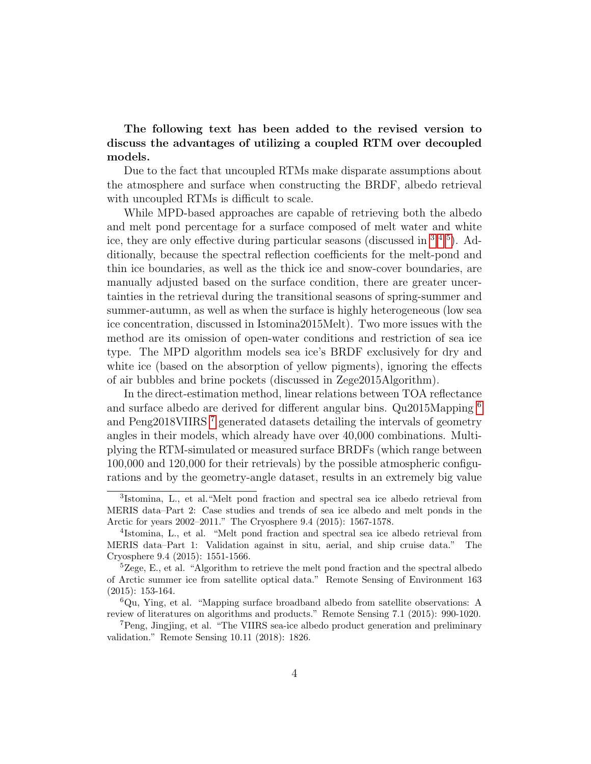**The following text has been added to the revised version to discuss the advantages of utilizing a coupled RTM over decoupled models.**

Due to the fact that uncoupled RTMs make disparate assumptions about the atmosphere and surface when constructing the BRDF, albedo retrieval with uncoupled RTMs is difficult to scale.

While MPD-based approaches are capable of retrieving both the albedo and melt pond percentage for a surface composed of melt water and white ice, they are only effective during particular seasons (discussed in [3][4][5]). Additionally, because the spectral reflection coefficients for the melt-pond and thin ice boundaries, as well as the thick ice and snow-cover boundaries, are manually adjusted based on the surface condition, there are greater uncertainties in the retrieval during the transitional seasons of spring-summer and summer-autumn, as well as when the surface is highly heterogeneous (low sea ice concentration, discussed in Istomina2015Melt). Two more issues with the method are its omission of open-water conditions and restriction of sea ice type. The MPD algorithm models sea ice's BRDF exclusively for dry and white ice (based on the absorption of yellow pigments), ignoring the effects of air bubbles and brine pockets (discussed in Zege2015Algorithm).

In the direct-estimation method, linear relations between TOA reflectance and surface albedo are derived for different angular bins. Qu2015Mapping [6] and Peng2018VIIRS [7] generated datasets detailing the intervals of geometry angles in their models, which already have over 40,000 combinations. Multiplying the RTM-simulated or measured surface BRDFs (which range between 100,000 and 120,000 for their retrievals) by the possible atmospheric configurations and by the geometry-angle dataset, results in an extremely big value

---

[3] Istomina, L., et al. "Melt pond fraction and spectral sea ice albedo retrieval from MERIS data–Part 2: Case studies and trends of sea ice albedo and melt ponds in the Arctic for years 2002–2011." The Cryosphere 9.4 (2015): 1567-1578.

[4] Istomina, L., et al. "Melt pond fraction and spectral sea ice albedo retrieval from MERIS data–Part 1: Validation against in situ, aerial, and ship cruise data." The Cryosphere 9.4 (2015): 1551-1566.

[5] Zege, E., et al. "Algorithm to retrieve the melt pond fraction and the spectral albedo of Arctic summer ice from satellite optical data." Remote Sensing of Environment 163 (2015): 153-164.

[6] Qu, Ying, et al. "Mapping surface broadband albedo from satellite observations: A review of literatures on algorithms and products." Remote Sensing 7.1 (2015): 990-1020.

[7] Peng, Jingjing, et al. "The VIIRS sea-ice albedo product generation and preliminary validation." Remote Sensing 10.11 (2018): 1826.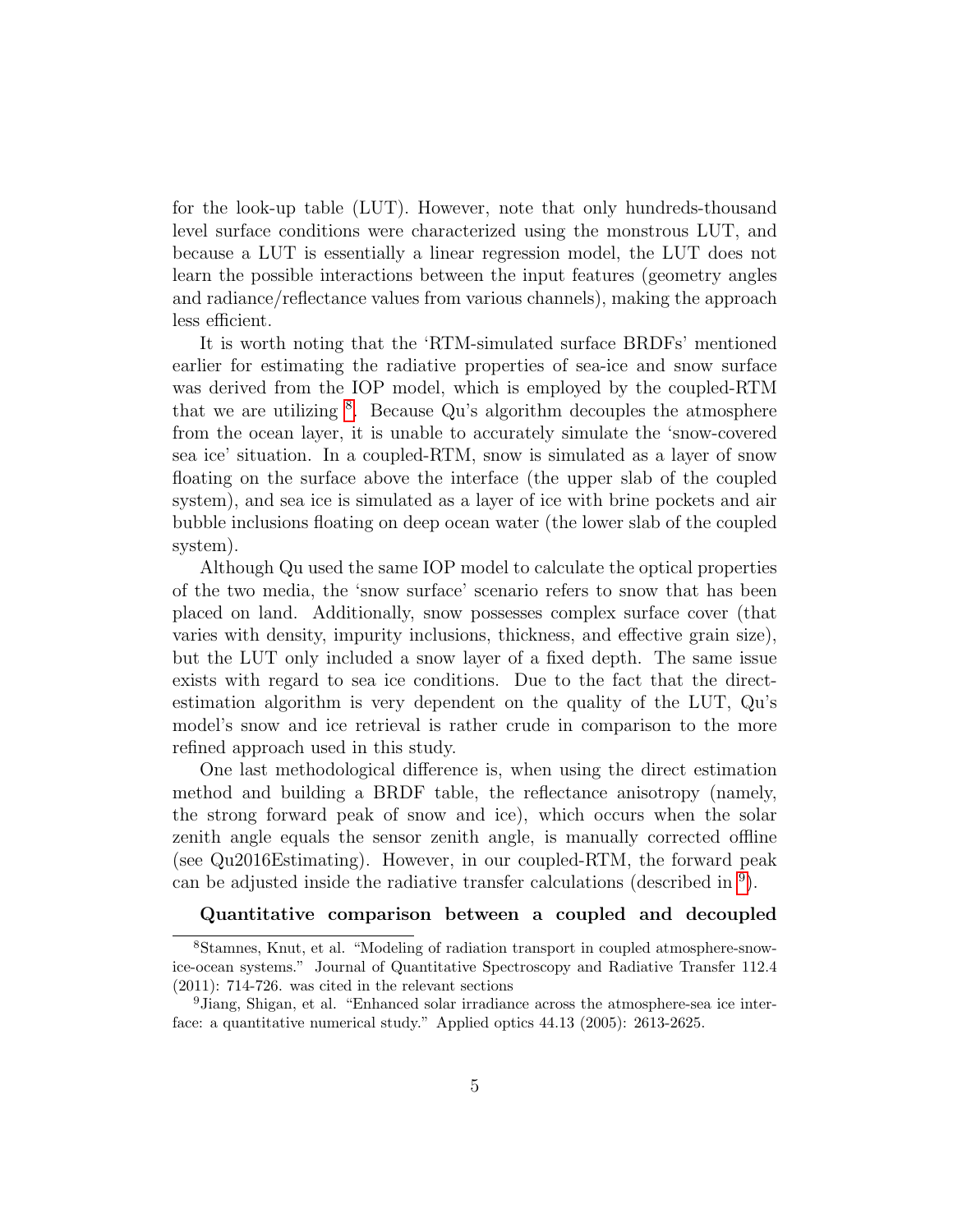for the look-up table (LUT). However, note that only hundreds-thousand level surface conditions were characterized using the monstrous LUT, and because a LUT is essentially a linear regression model, the LUT does not learn the possible interactions between the input features (geometry angles and radiance/reflectance values from various channels), making the approach less efficient.

It is worth noting that the 'RTM-simulated surface BRDFs' mentioned earlier for estimating the radiative properties of sea-ice and snow surface was derived from the IOP model, which is employed by the coupled-RTM that we are utilizing [8]. Because Qu's algorithm decouples the atmosphere from the ocean layer, it is unable to accurately simulate the 'snow-covered sea ice' situation. In a coupled-RTM, snow is simulated as a layer of snow floating on the surface above the interface (the upper slab of the coupled system), and sea ice is simulated as a layer of ice with brine pockets and air bubble inclusions floating on deep ocean water (the lower slab of the coupled system).

Although Qu used the same IOP model to calculate the optical properties of the two media, the 'snow surface' scenario refers to snow that has been placed on land. Additionally, snow possesses complex surface cover (that varies with density, impurity inclusions, thickness, and effective grain size), but the LUT only included a snow layer of a fixed depth. The same issue exists with regard to sea ice conditions. Due to the fact that the direct-estimation algorithm is very dependent on the quality of the LUT, Qu's model's snow and ice retrieval is rather crude in comparison to the more refined approach used in this study.

One last methodological difference is, when using the direct estimation method and building a BRDF table, the reflectance anisotropy (namely, the strong forward peak of snow and ice), which occurs when the solar zenith angle equals the sensor zenith angle, is manually corrected offline (see Qu2016Estimating). However, in our coupled-RTM, the forward peak can be adjusted inside the radiative transfer calculations (described in [9]).

**Quantitative comparison between a coupled and decoupled**

[8] Stamnes, Knut, et al. "Modeling of radiation transport in coupled atmosphere-snow-ice-ocean systems." Journal of Quantitative Spectroscopy and Radiative Transfer 112.4 (2011): 714-726. was cited in the relevant sections

[9] Jiang, Shigan, et al. "Enhanced solar irradiance across the atmosphere-sea ice interface: a quantitative numerical study." Applied optics 44.13 (2005): 2613-2625.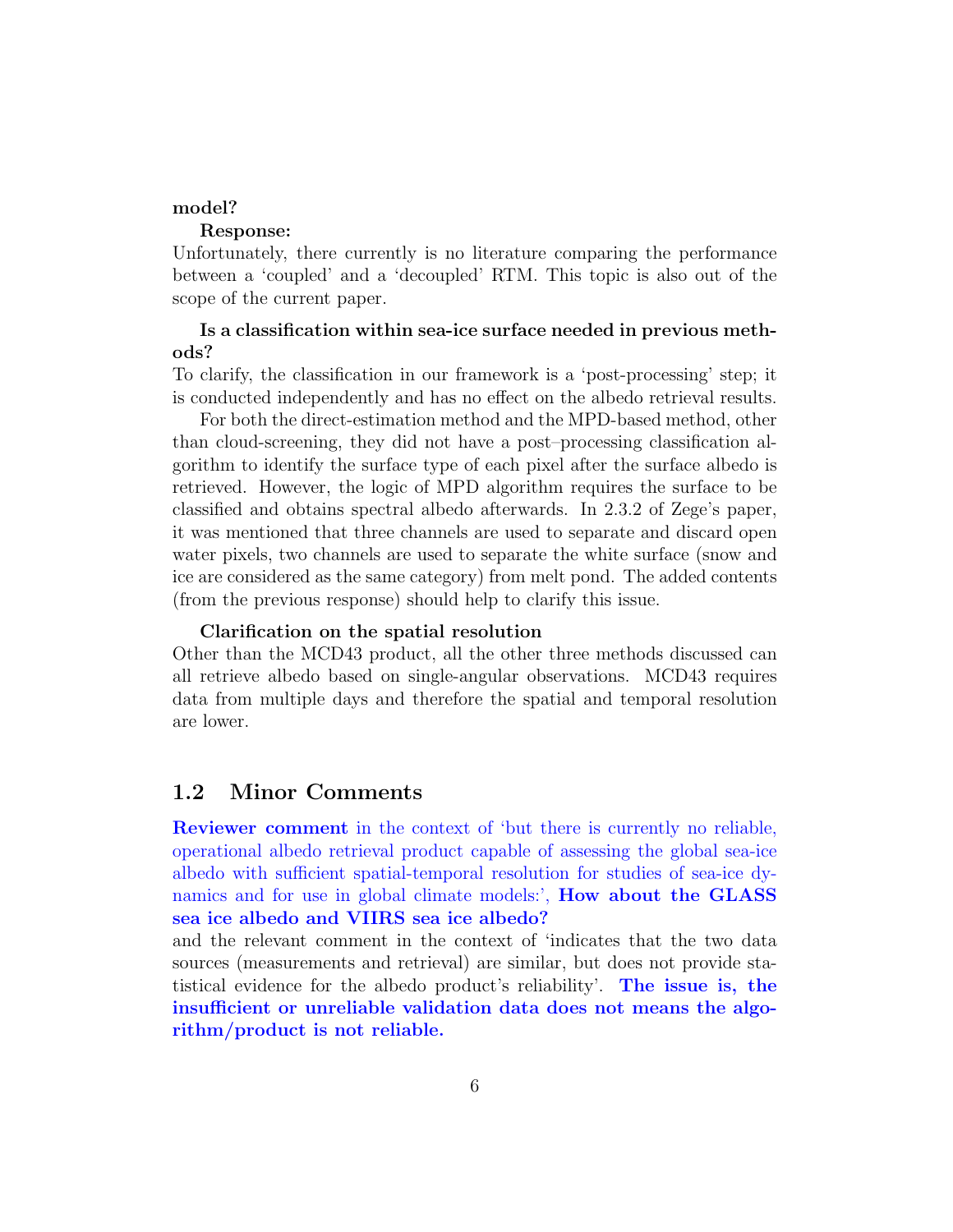**model?**

**Response:**

Unfortunately, there currently is no literature comparing the performance between a 'coupled' and a 'decoupled' RTM. This topic is also out of the scope of the current paper.

**Is a classification within sea-ice surface needed in previous methods?**

To clarify, the classification in our framework is a 'post-processing' step; it is conducted independently and has no effect on the albedo retrieval results.

For both the direct-estimation method and the MPD-based method, other than cloud-screening, they did not have a post–processing classification algorithm to identify the surface type of each pixel after the surface albedo is retrieved. However, the logic of MPD algorithm requires the surface to be classified and obtains spectral albedo afterwards. In 2.3.2 of Zege's paper, it was mentioned that three channels are used to separate and discard open water pixels, two channels are used to separate the white surface (snow and ice are considered as the same category) from melt pond. The added contents (from the previous response) should help to clarify this issue.

**Clarification on the spatial resolution**

Other than the MCD43 product, all the other three methods discussed can all retrieve albedo based on single-angular observations. MCD43 requires data from multiple days and therefore the spatial and temporal resolution are lower.

## 1.2 Minor Comments

**Reviewer comment** in the context of 'but there is currently no reliable, operational albedo retrieval product capable of assessing the global sea-ice albedo with sufficient spatial-temporal resolution for studies of sea-ice dynamics and for use in global climate models:', **How about the GLASS sea ice albedo and VIIRS sea ice albedo?**

and the relevant comment in the context of 'indicates that the two data sources (measurements and retrieval) are similar, but does not provide statistical evidence for the albedo product's reliability'. **The issue is, the insufficient or unreliable validation data does not means the algorithm/product is not reliable.**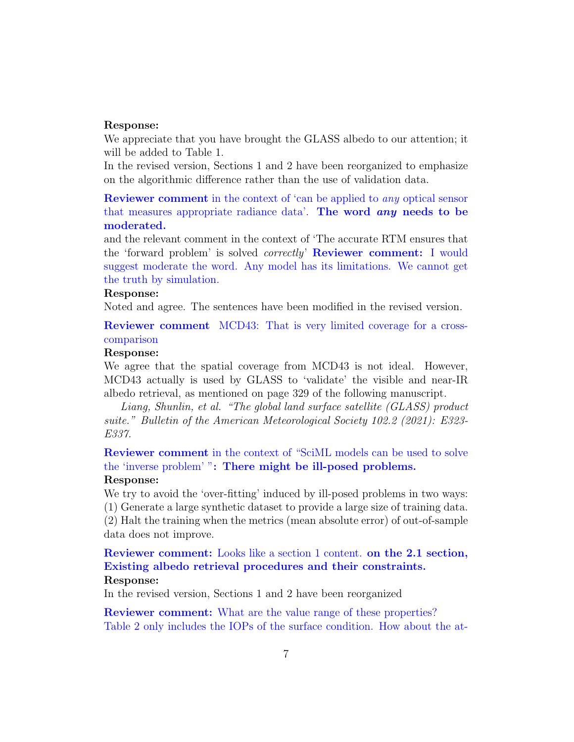**Response:**
We appreciate that you have brought the GLASS albedo to our attention; it will be added to Table 1.
In the revised version, Sections 1 and 2 have been reorganized to emphasize on the algorithmic difference rather than the use of validation data.

**Reviewer comment** in the context of 'can be applied to *any* optical sensor that measures appropriate radiance data'. **The word *any* needs to be moderated.**
and the relevant comment in the context of 'The accurate RTM ensures that the 'forward problem' is solved *correctly*' **Reviewer comment:** I would suggest moderate the word. Any model has its limitations. We cannot get the truth by simulation.
**Response:**
Noted and agree. The sentences have been modified in the revised version.

**Reviewer comment** MCD43: That is very limited coverage for a cross-comparison
**Response:**
We agree that the spatial coverage from MCD43 is not ideal. However, MCD43 actually is used by GLASS to 'validate' the visible and near-IR albedo retrieval, as mentioned on page 329 of the following manuscript.

*Liang, Shunlin, et al. "The global land surface satellite (GLASS) product suite." Bulletin of the American Meteorological Society 102.2 (2021): E323-E337.*

**Reviewer comment** in the context of "SciML models can be used to solve the 'inverse problem' "**: There might be ill-posed problems.**
**Response:**
We try to avoid the 'over-fitting' induced by ill-posed problems in two ways:
(1) Generate a large synthetic dataset to provide a large size of training data.
(2) Halt the training when the metrics (mean absolute error) of out-of-sample data does not improve.

**Reviewer comment:** Looks like a section 1 content. **on the 2.1 section, Existing albedo retrieval procedures and their constraints.**
**Response:**
In the revised version, Sections 1 and 2 have been reorganized

**Reviewer comment:** What are the value range of these properties?
Table 2 only includes the IOPs of the surface condition. How about the at-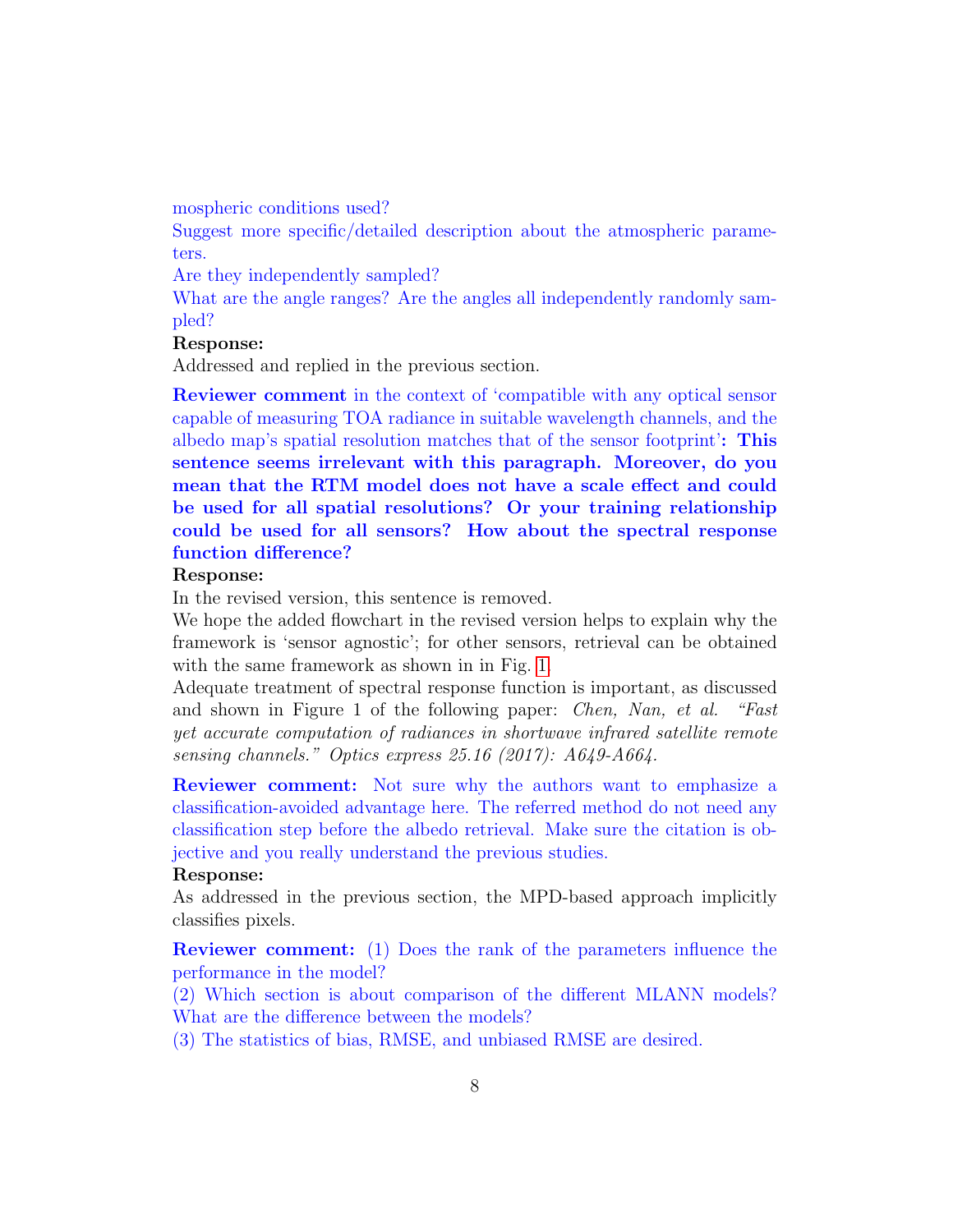mospheric conditions used?
Suggest more specific/detailed description about the atmospheric parameters.
Are they independently sampled?
What are the angle ranges? Are the angles all independently randomly sampled?

**Response:**
Addressed and replied in the previous section.

**Reviewer comment** in the context of 'compatible with any optical sensor capable of measuring TOA radiance in suitable wavelength channels, and the albedo map's spatial resolution matches that of the sensor footprint'**: This sentence seems irrelevant with this paragraph. Moreover, do you mean that the RTM model does not have a scale effect and could be used for all spatial resolutions? Or your training relationship could be used for all sensors? How about the spectral response function difference?**

**Response:**
In the revised version, this sentence is removed.
We hope the added flowchart in the revised version helps to explain why the framework is 'sensor agnostic'; for other sensors, retrieval can be obtained with the same framework as shown in in Fig. 1.
Adequate treatment of spectral response function is important, as discussed and shown in Figure 1 of the following paper: *Chen, Nan, et al. "Fast yet accurate computation of radiances in shortwave infrared satellite remote sensing channels." Optics express 25.16 (2017): A649-A664.*

**Reviewer comment:** Not sure why the authors want to emphasize a classification-avoided advantage here. The referred method do not need any classification step before the albedo retrieval. Make sure the citation is objective and you really understand the previous studies.

**Response:**
As addressed in the previous section, the MPD-based approach implicitly classifies pixels.

**Reviewer comment:** (1) Does the rank of the parameters influence the performance in the model?
(2) Which section is about comparison of the different MLANN models? What are the difference between the models?
(3) The statistics of bias, RMSE, and unbiased RMSE are desired.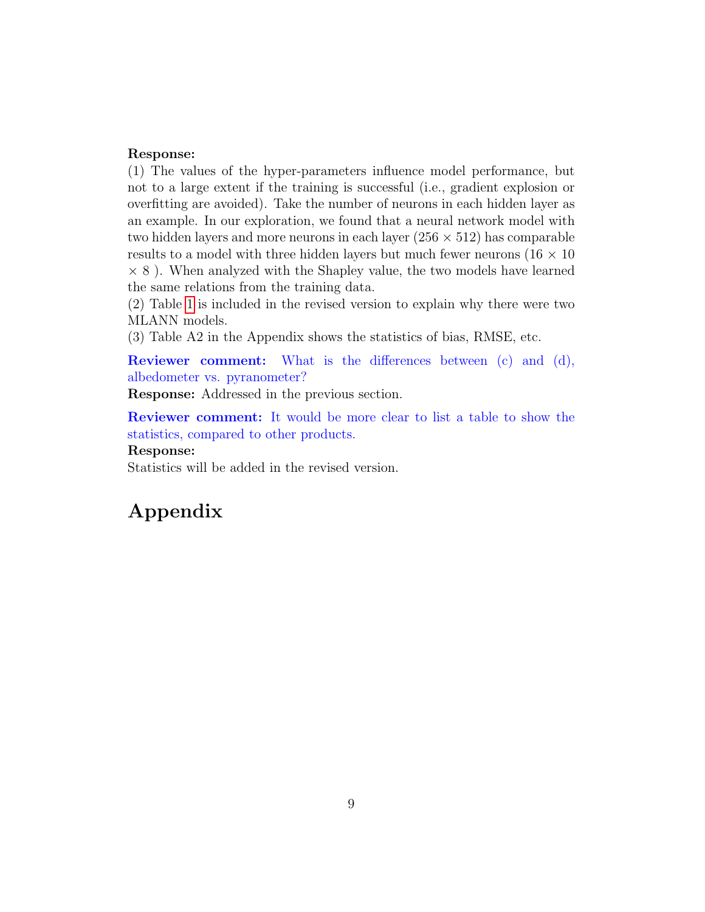**Response:**
(1) The values of the hyper-parameters influence model performance, but not to a large extent if the training is successful (i.e., gradient explosion or overfitting are avoided). Take the number of neurons in each hidden layer as an example. In our exploration, we found that a neural network model with two hidden layers and more neurons in each layer ($256 \times 512$) has comparable results to a model with three hidden layers but much fewer neurons ($16 \times 10 \times 8$ ). When analyzed with the Shapley value, the two models have learned the same relations from the training data.
(2) Table 1 is included in the revised version to explain why there were two MLANN models.
(3) Table A2 in the Appendix shows the statistics of bias, RMSE, etc.

**Reviewer comment:** What is the differences between (c) and (d), albedometer vs. pyranometer?
**Response:** Addressed in the previous section.

**Reviewer comment:** It would be more clear to list a table to show the statistics, compared to other products.
**Response:**
Statistics will be added in the revised version.

# Appendix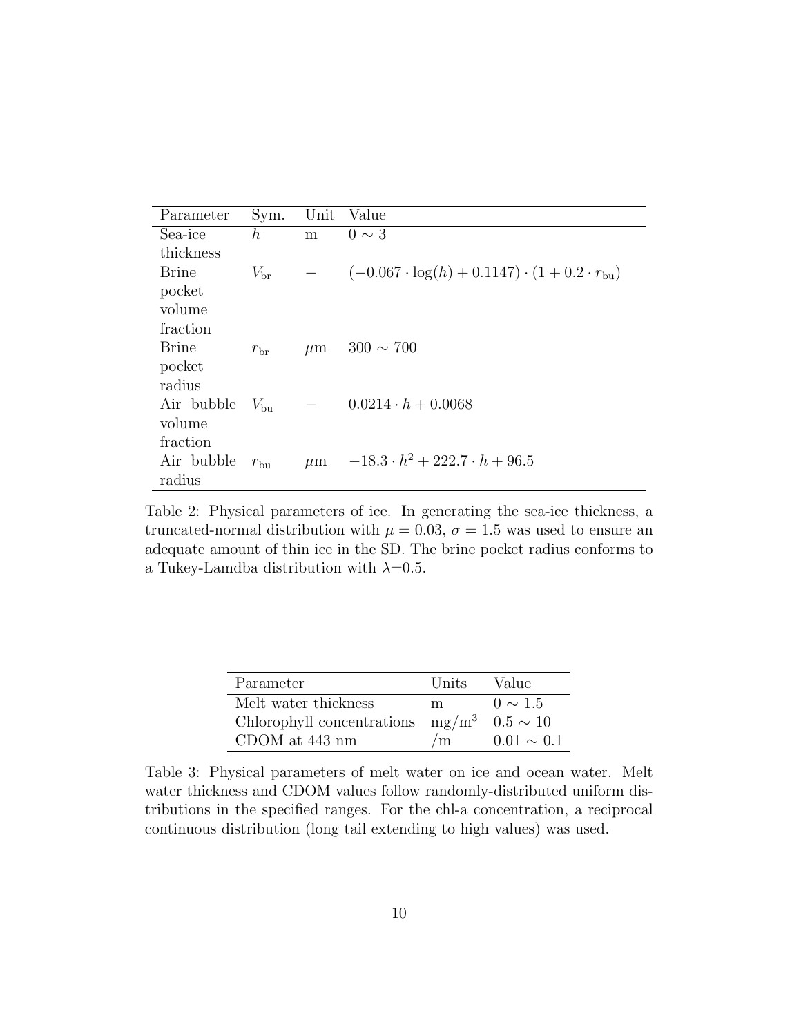| Parameter | Sym. | Unit | Value |
|---|---|---|---|
| Sea-ice thickness | $h$ | m | $0 \sim 3$ |
| Brine pocket volume fraction | $V_{\mathrm{br}}$ | $-$ | $(-0.067 \cdot \log(h) + 0.1147) \cdot (1 + 0.2 \cdot r_{\mathrm{bu}})$ |
| Brine pocket radius | $r_{\mathrm{br}}$ | $\mu$m | $300 \sim 700$ |
| Air bubble volume fraction | $V_{\mathrm{bu}}$ | $-$ | $0.0214 \cdot h + 0.0068$ |
| Air bubble radius | $r_{\mathrm{bu}}$ | $\mu$m | $-18.3 \cdot h^2 + 222.7 \cdot h + 96.5$ |

Table 2: Physical parameters of ice. In generating the sea-ice thickness, a truncated-normal distribution with $\mu = 0.03$, $\sigma = 1.5$ was used to ensure an adequate amount of thin ice in the SD. The brine pocket radius conforms to a Tukey-Lamdba distribution with $\lambda$=0.5.

| Parameter | Units | Value |
|---|---|---|
| Melt water thickness | m | $0 \sim 1.5$ |
| Chlorophyll concentrations | mg/m$^3$ | $0.5 \sim 10$ |
| CDOM at 443 nm | /m | $0.01 \sim 0.1$ |

Table 3: Physical parameters of melt water on ice and ocean water. Melt water thickness and CDOM values follow randomly-distributed uniform distributions in the specified ranges. For the chl-a concentration, a reciprocal continuous distribution (long tail extending to high values) was used.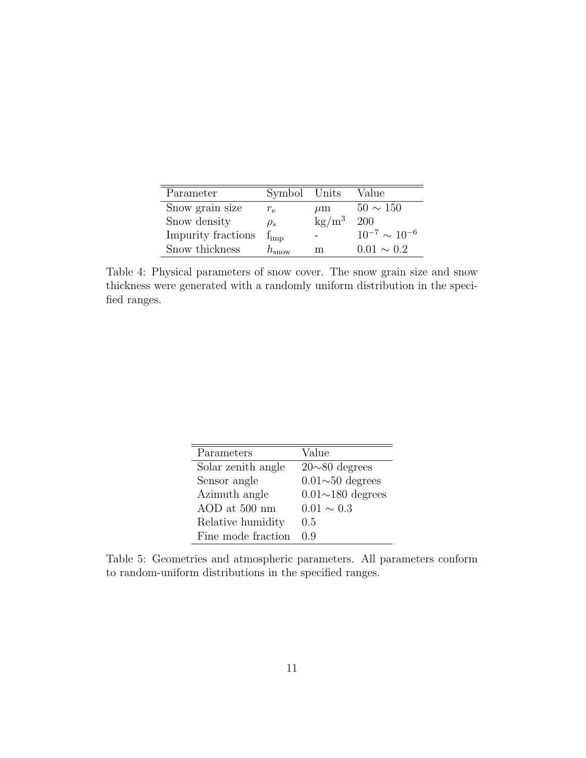| Parameter | Symbol | Units | Value |
|---|---|---|---|
| Snow grain size | $r_\mathrm{e}$ | $\mu$m | $50 \sim 150$ |
| Snow density | $\rho_s$ | kg/m$^3$ | 200 |
| Impurity fractions | $\mathrm{f}_\mathrm{imp}$ | - | $10^{-7} \sim 10^{-6}$ |
| Snow thickness | $h_\mathrm{snow}$ | m | $0.01 \sim 0.2$ |

Table 4: Physical parameters of snow cover. The snow grain size and snow thickness were generated with a randomly uniform distribution in the specified ranges.

| Parameters | Value |
|---|---|
| Solar zenith angle | 20$\sim$80 degrees |
| Sensor angle | 0.01$\sim$50 degrees |
| Azimuth angle | 0.01$\sim$180 degrees |
| AOD at 500 nm | $0.01 \sim 0.3$ |
| Relative humidity | 0.5 |
| Fine mode fraction | 0.9 |

Table 5: Geometries and atmospheric parameters. All parameters conform to random-uniform distributions in the specified ranges.